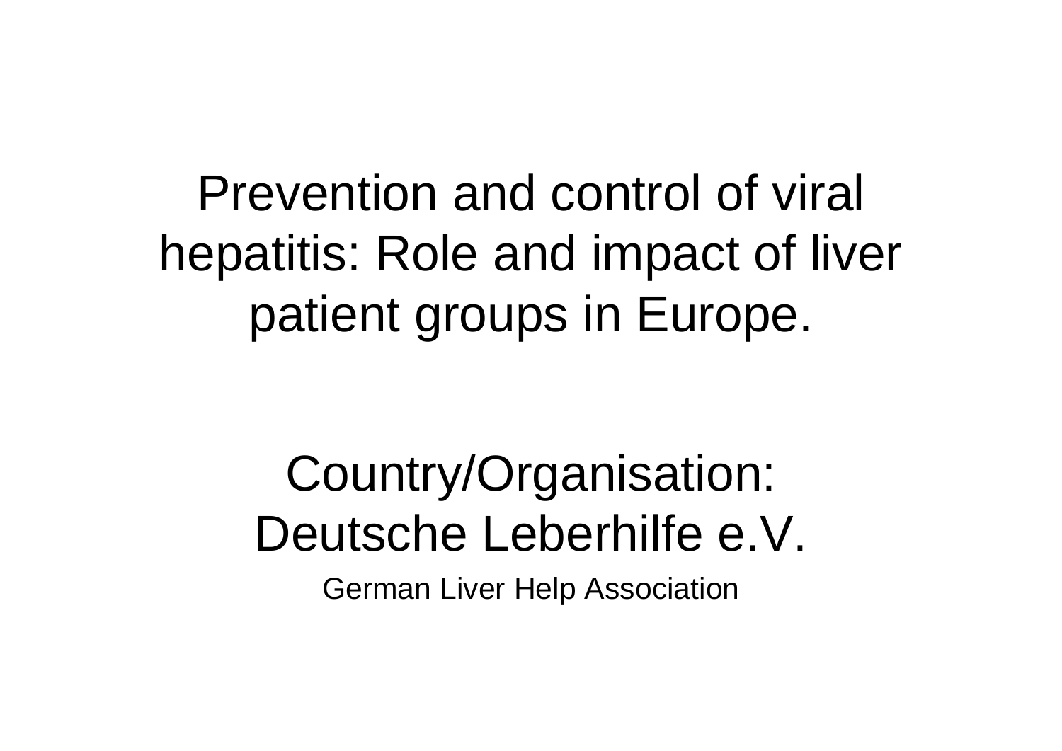# Prevention and control of viral hepatitis: Role and impact of liver patient groups in Europe.

Country/Organisation:
Deutsche Leberhilfe e.V.

German Liver Help Association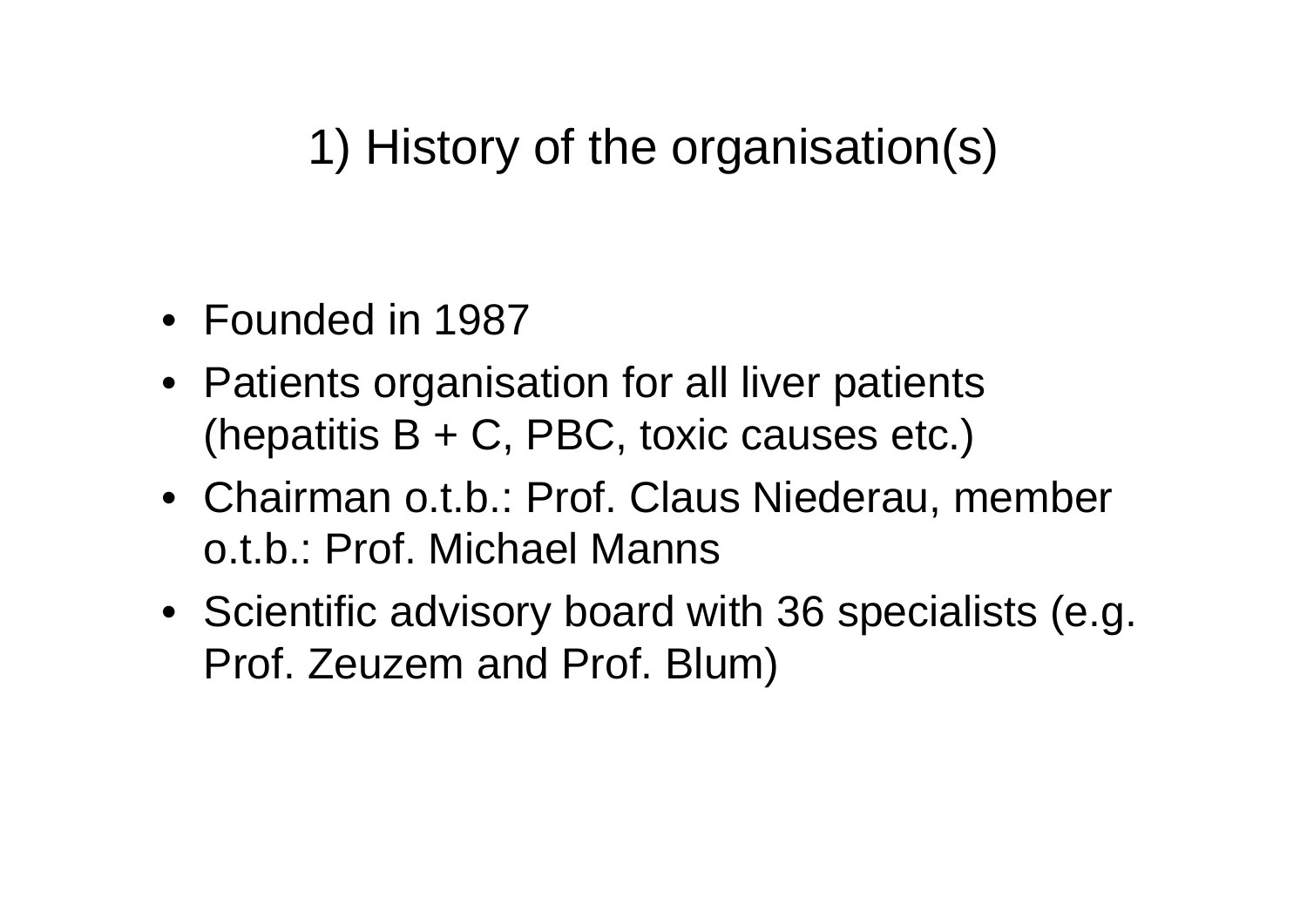# 1) History of the organisation(s)

- Founded in 1987
- Patients organisation for all liver patients (hepatitis B + C, PBC, toxic causes etc.)
- Chairman o.t.b.: Prof. Claus Niederau, member o.t.b.: Prof. Michael Manns
- Scientific advisory board with 36 specialists (e.g. Prof. Zeuzem and Prof. Blum)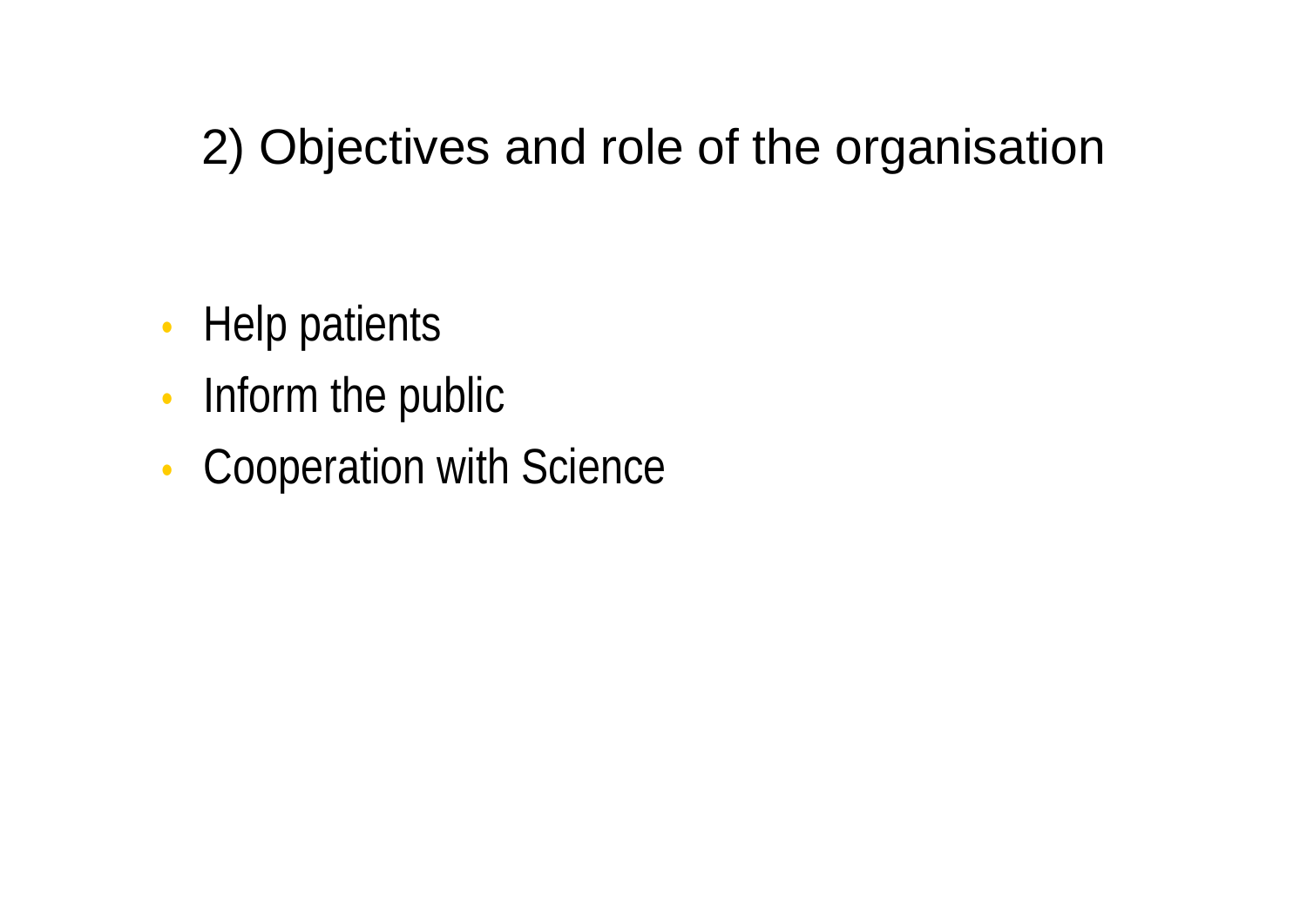## 2) Objectives and role of the organisation

- Help patients
- Inform the public
- Cooperation with Science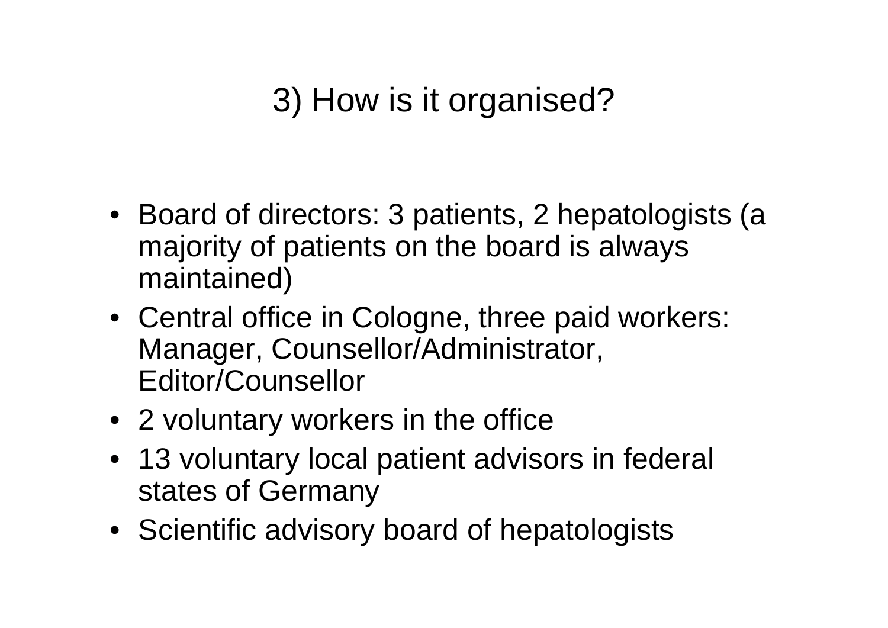# 3) How is it organised?

- Board of directors: 3 patients, 2 hepatologists (a majority of patients on the board is always maintained)
- Central office in Cologne, three paid workers: Manager, Counsellor/Administrator, Editor/Counsellor
- 2 voluntary workers in the office
- 13 voluntary local patient advisors in federal states of Germany
- Scientific advisory board of hepatologists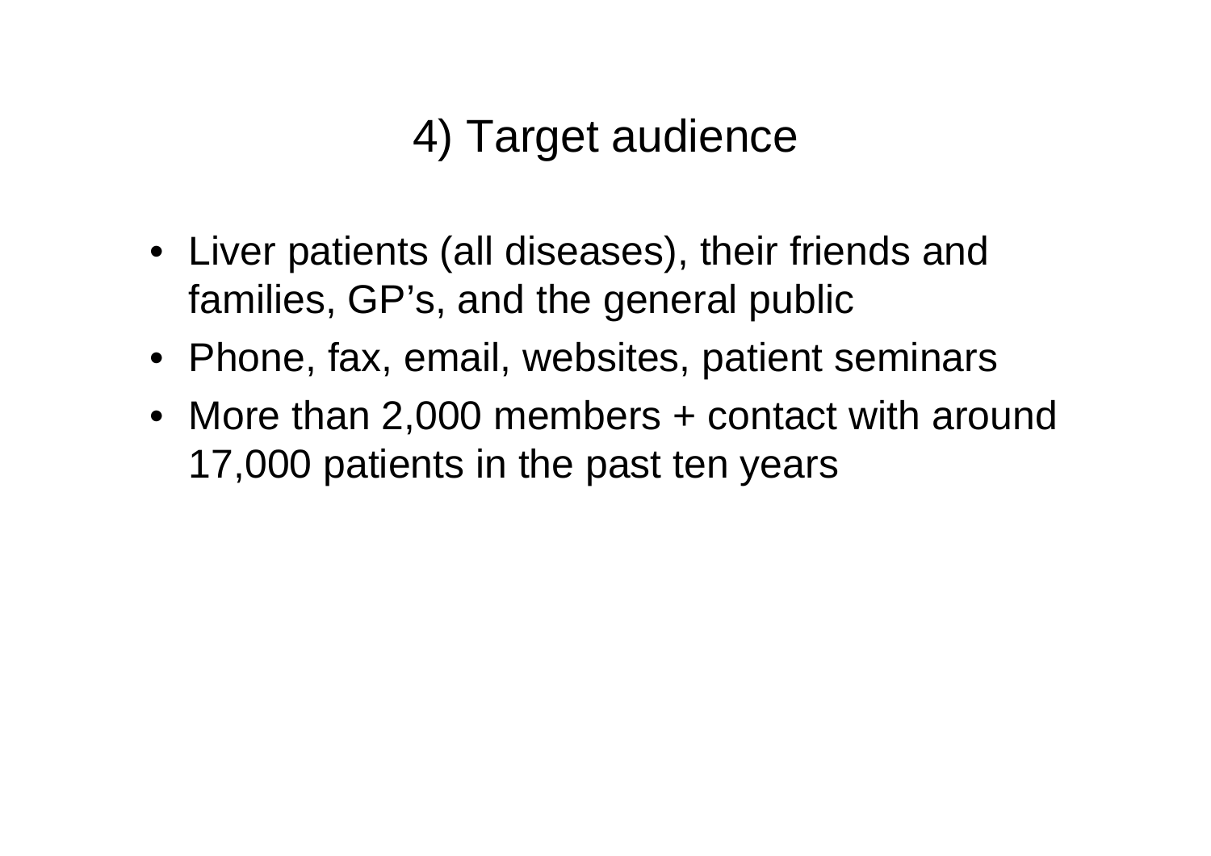# 4) Target audience

- Liver patients (all diseases), their friends and families, GP's, and the general public
- Phone, fax, email, websites, patient seminars
- More than 2,000 members + contact with around 17,000 patients in the past ten years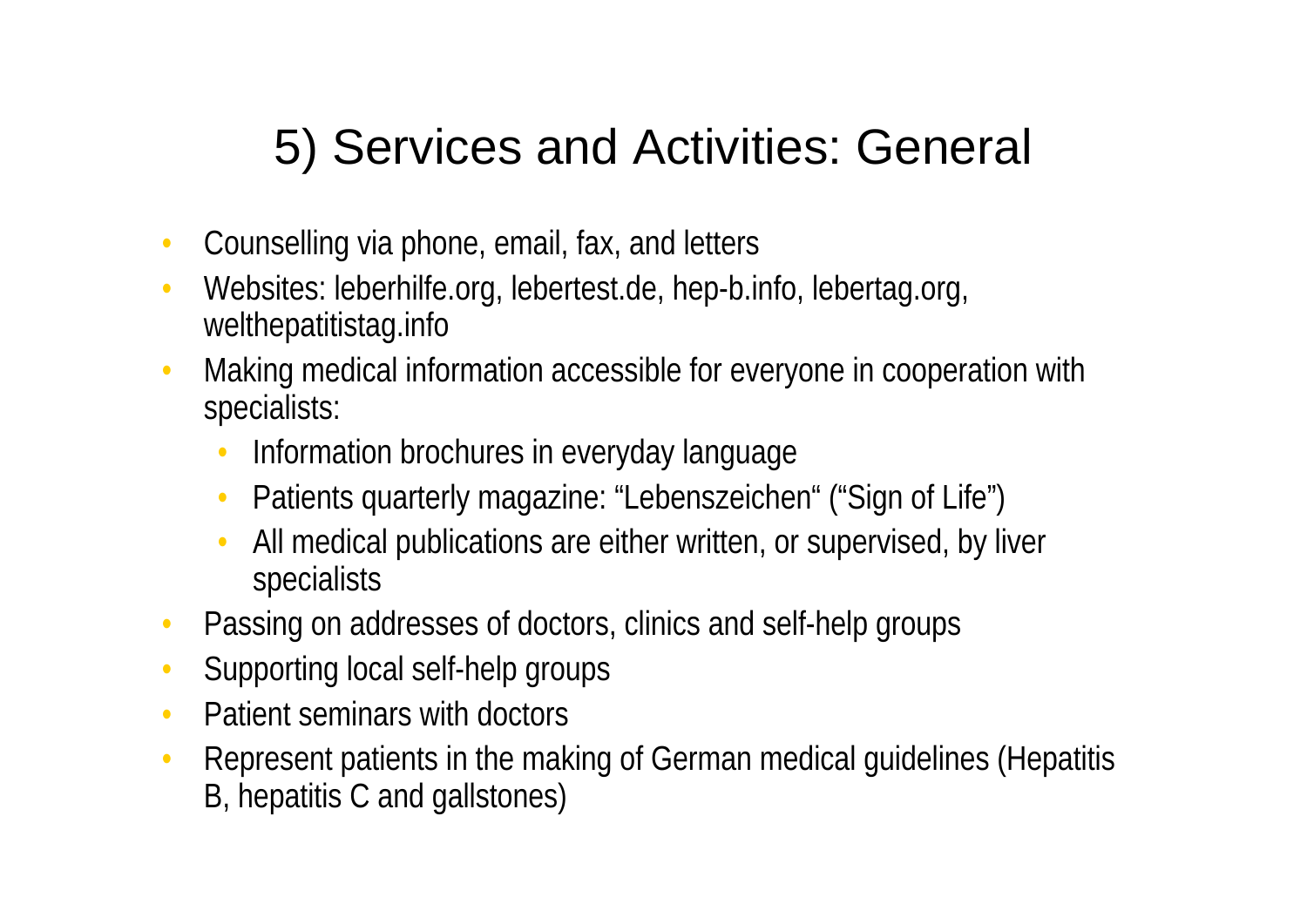# 5) Services and Activities: General

- Counselling via phone, email, fax, and letters
- Websites: leberhilfe.org, lebertest.de, hep-b.info, lebertag.org, welthepatitistag.info
- Making medical information accessible for everyone in cooperation with specialists:
  - Information brochures in everyday language
  - Patients quarterly magazine: “Lebenszeichen“ (“Sign of Life”)
  - All medical publications are either written, or supervised, by liver specialists
- Passing on addresses of doctors, clinics and self-help groups
- Supporting local self-help groups
- Patient seminars with doctors
- Represent patients in the making of German medical guidelines (Hepatitis B, hepatitis C and gallstones)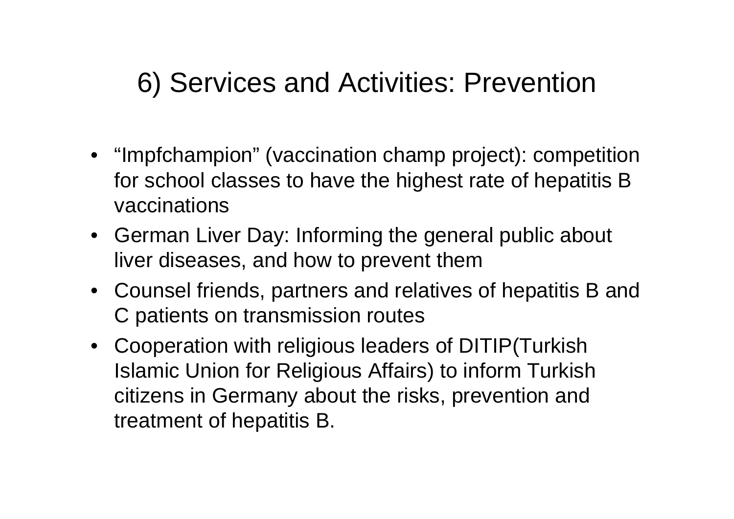# 6) Services and Activities: Prevention

- “Impfchampion” (vaccination champ project): competition for school classes to have the highest rate of hepatitis B vaccinations
- German Liver Day: Informing the general public about liver diseases, and how to prevent them
- Counsel friends, partners and relatives of hepatitis B and C patients on transmission routes
- Cooperation with religious leaders of DITIP(Turkish Islamic Union for Religious Affairs) to inform Turkish citizens in Germany about the risks, prevention and treatment of hepatitis B.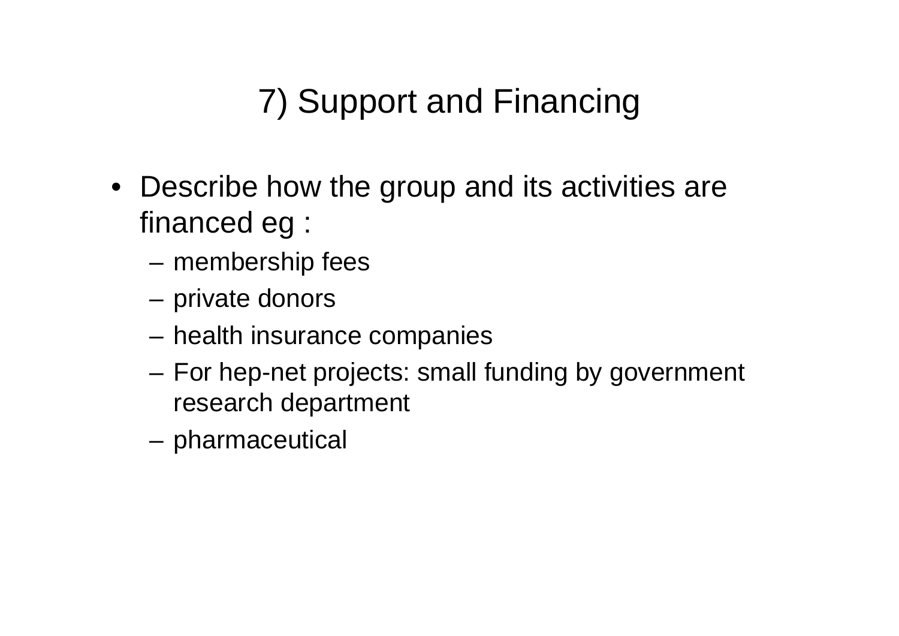# 7) Support and Financing

- Describe how the group and its activities are financed eg :
  - membership fees
  - private donors
  - health insurance companies
  - For hep-net projects: small funding by government research department
  - pharmaceutical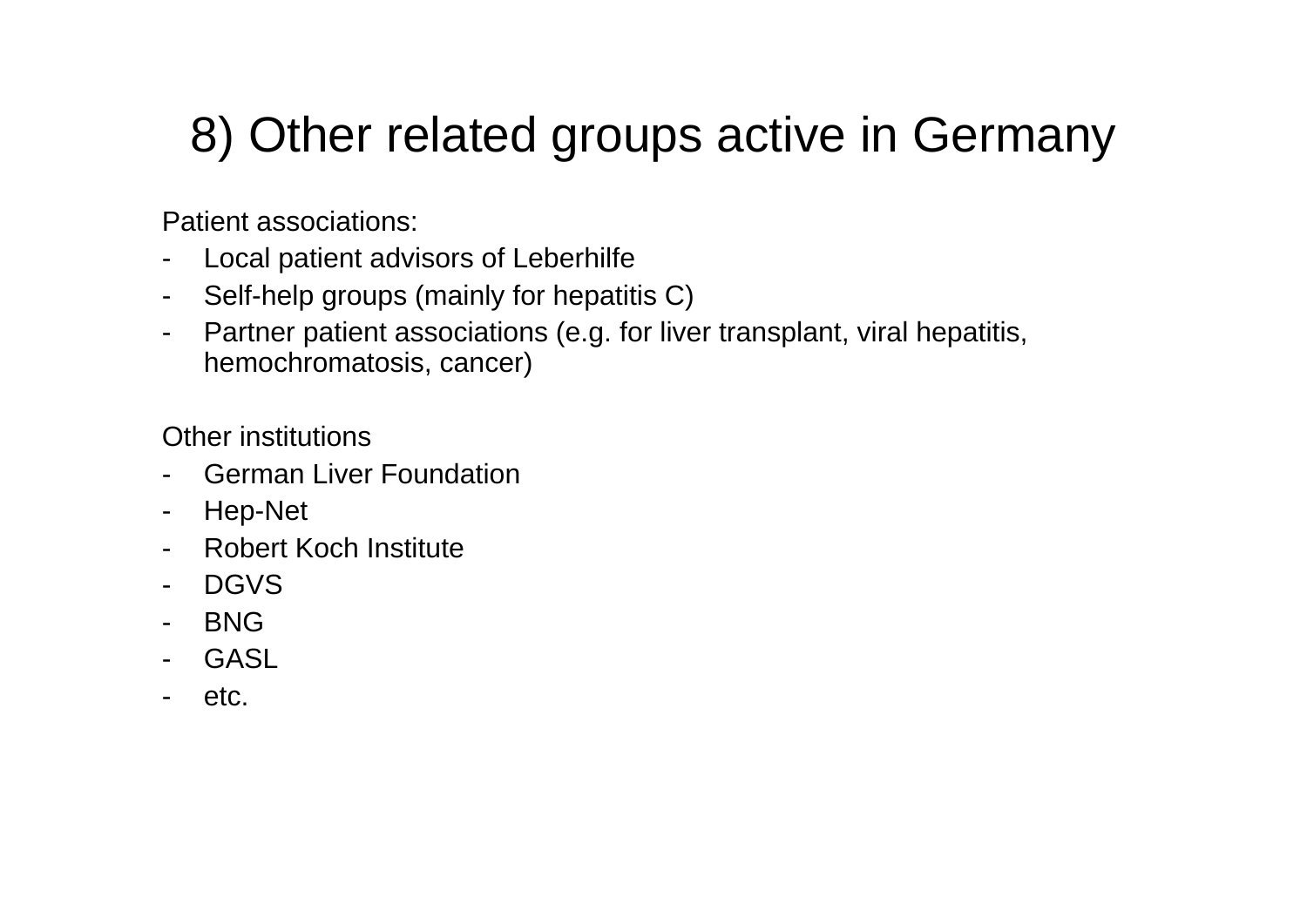# 8) Other related groups active in Germany

Patient associations:

- Local patient advisors of Leberhilfe
- Self-help groups (mainly for hepatitis C)
- Partner patient associations (e.g. for liver transplant, viral hepatitis, hemochromatosis, cancer)

Other institutions

- German Liver Foundation
- Hep-Net
- Robert Koch Institute
- DGVS
- BNG
- GASL
- etc.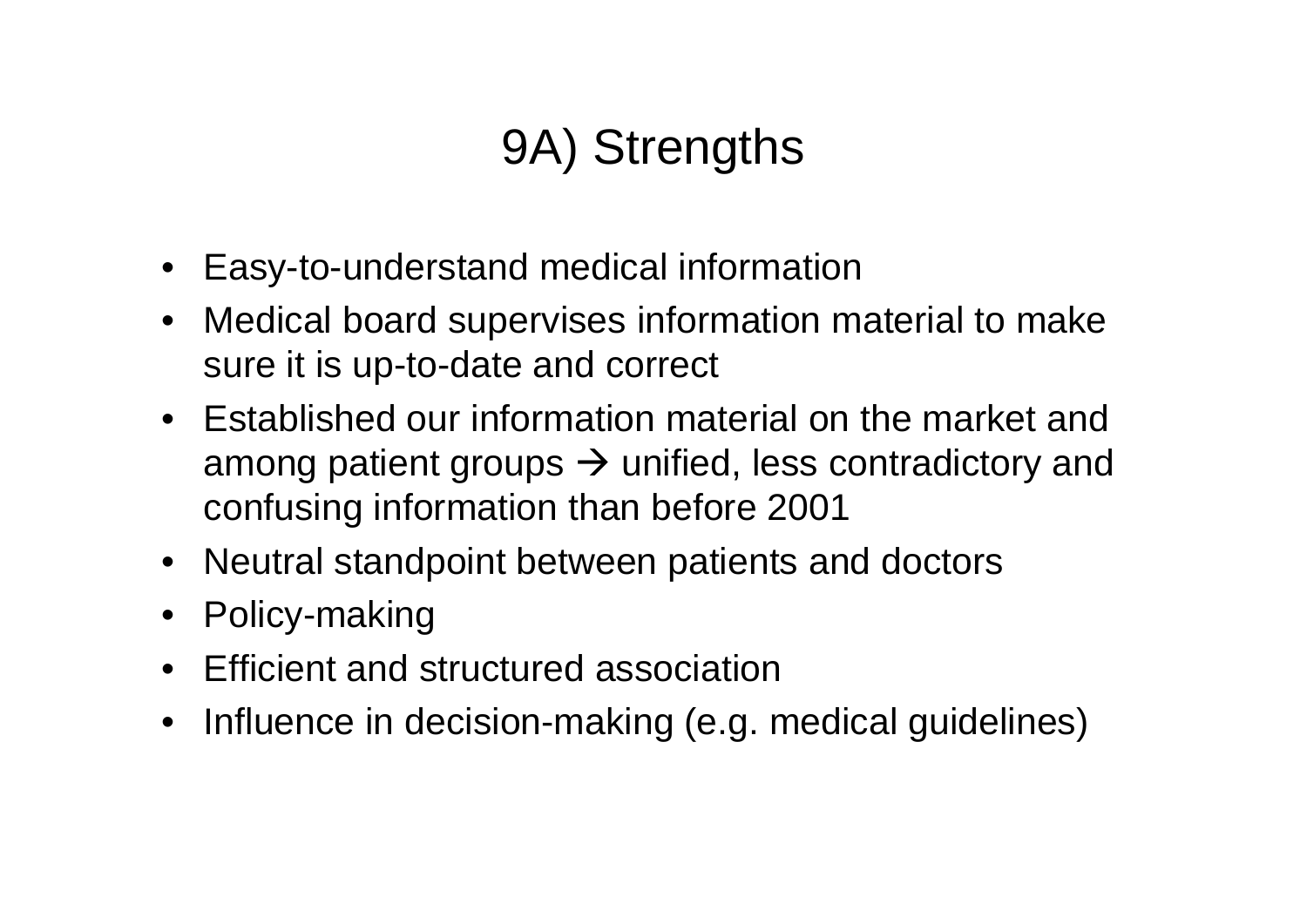# 9A) Strengths

- Easy-to-understand medical information
- Medical board supervises information material to make sure it is up-to-date and correct
- Established our information material on the market and among patient groups → unified, less contradictory and confusing information than before 2001
- Neutral standpoint between patients and doctors
- Policy-making
- Efficient and structured association
- Influence in decision-making (e.g. medical guidelines)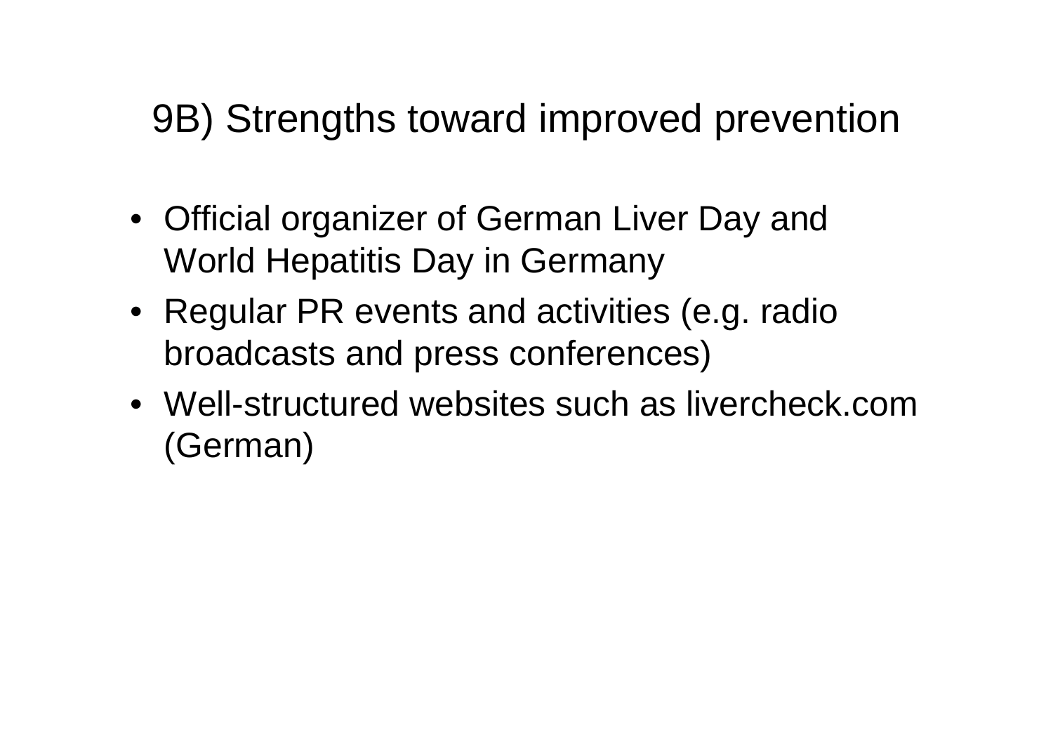# 9B) Strengths toward improved prevention

- Official organizer of German Liver Day and World Hepatitis Day in Germany
- Regular PR events and activities (e.g. radio broadcasts and press conferences)
- Well-structured websites such as livercheck.com (German)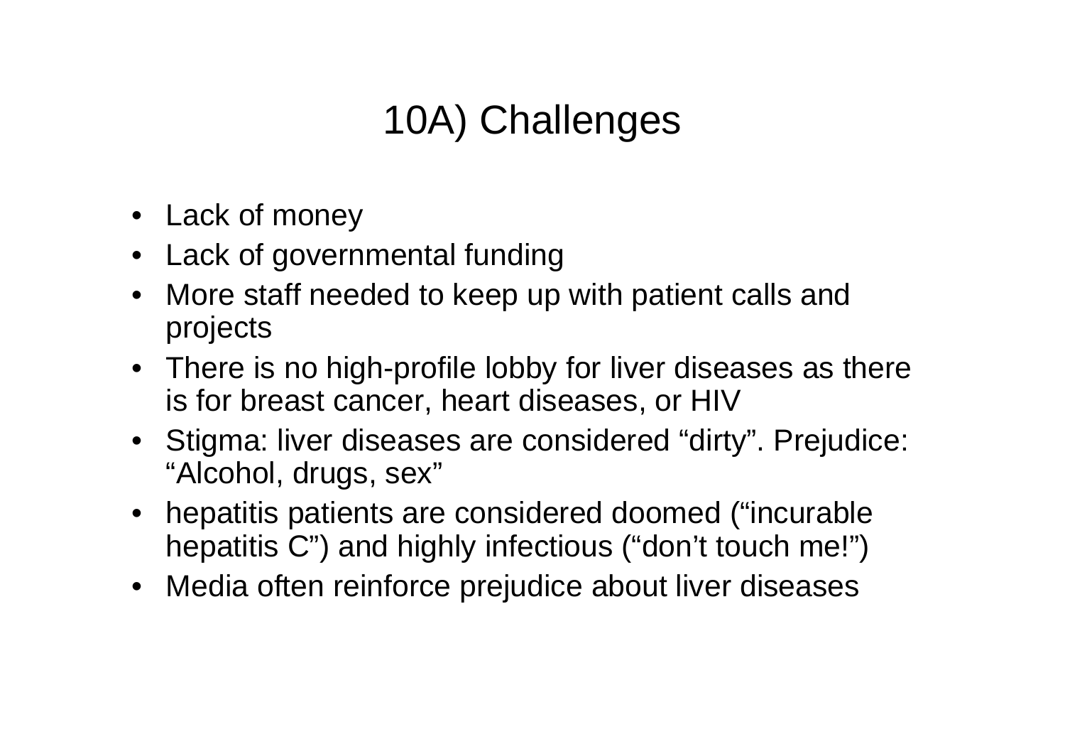# 10A) Challenges

- Lack of money
- Lack of governmental funding
- More staff needed to keep up with patient calls and projects
- There is no high-profile lobby for liver diseases as there is for breast cancer, heart diseases, or HIV
- Stigma: liver diseases are considered “dirty”. Prejudice: “Alcohol, drugs, sex”
- hepatitis patients are considered doomed (“incurable hepatitis C”) and highly infectious (“don’t touch me!”)
- Media often reinforce prejudice about liver diseases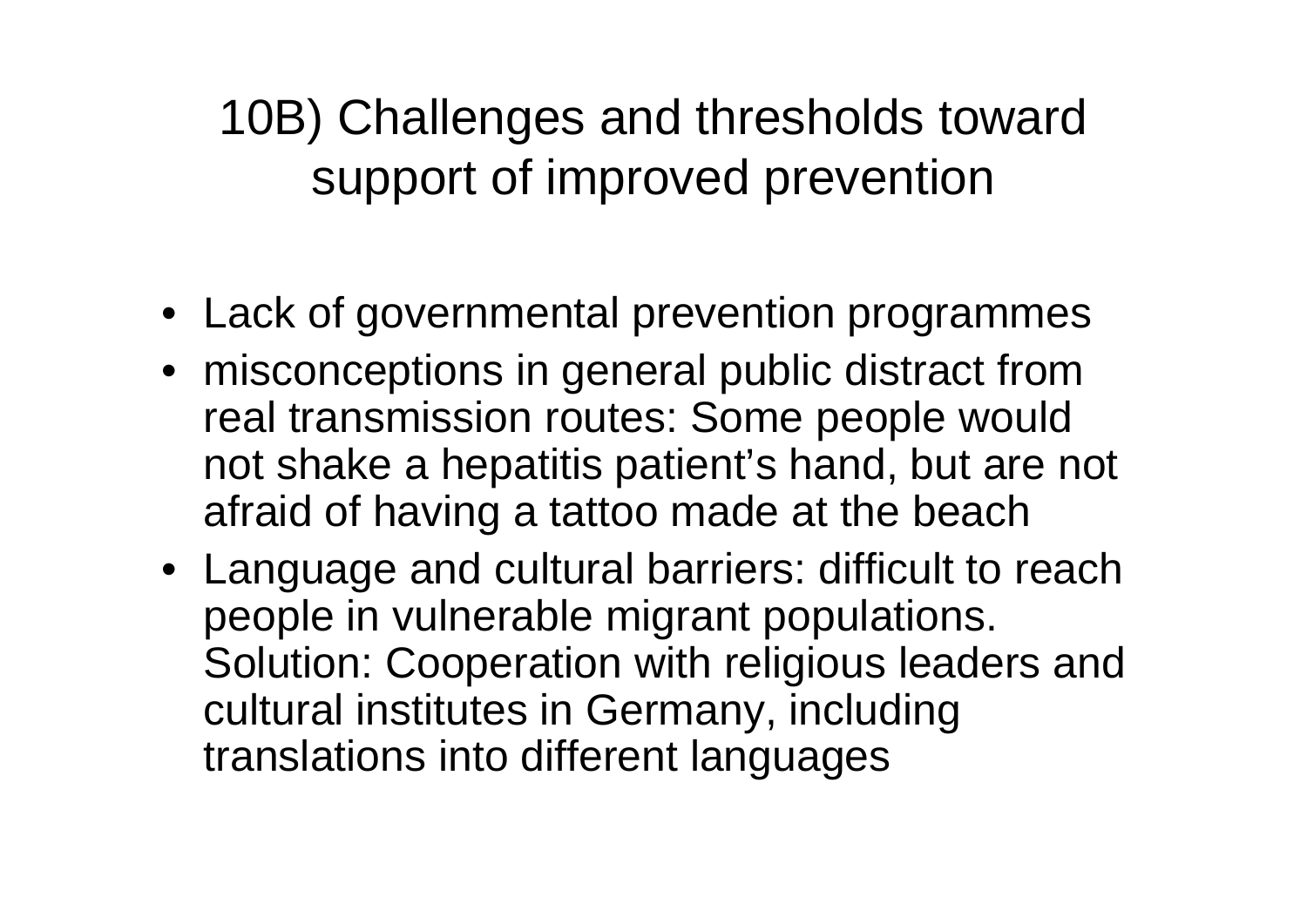# 10B) Challenges and thresholds toward support of improved prevention

- Lack of governmental prevention programmes
- misconceptions in general public distract from real transmission routes: Some people would not shake a hepatitis patient's hand, but are not afraid of having a tattoo made at the beach
- Language and cultural barriers: difficult to reach people in vulnerable migrant populations. Solution: Cooperation with religious leaders and cultural institutes in Germany, including translations into different languages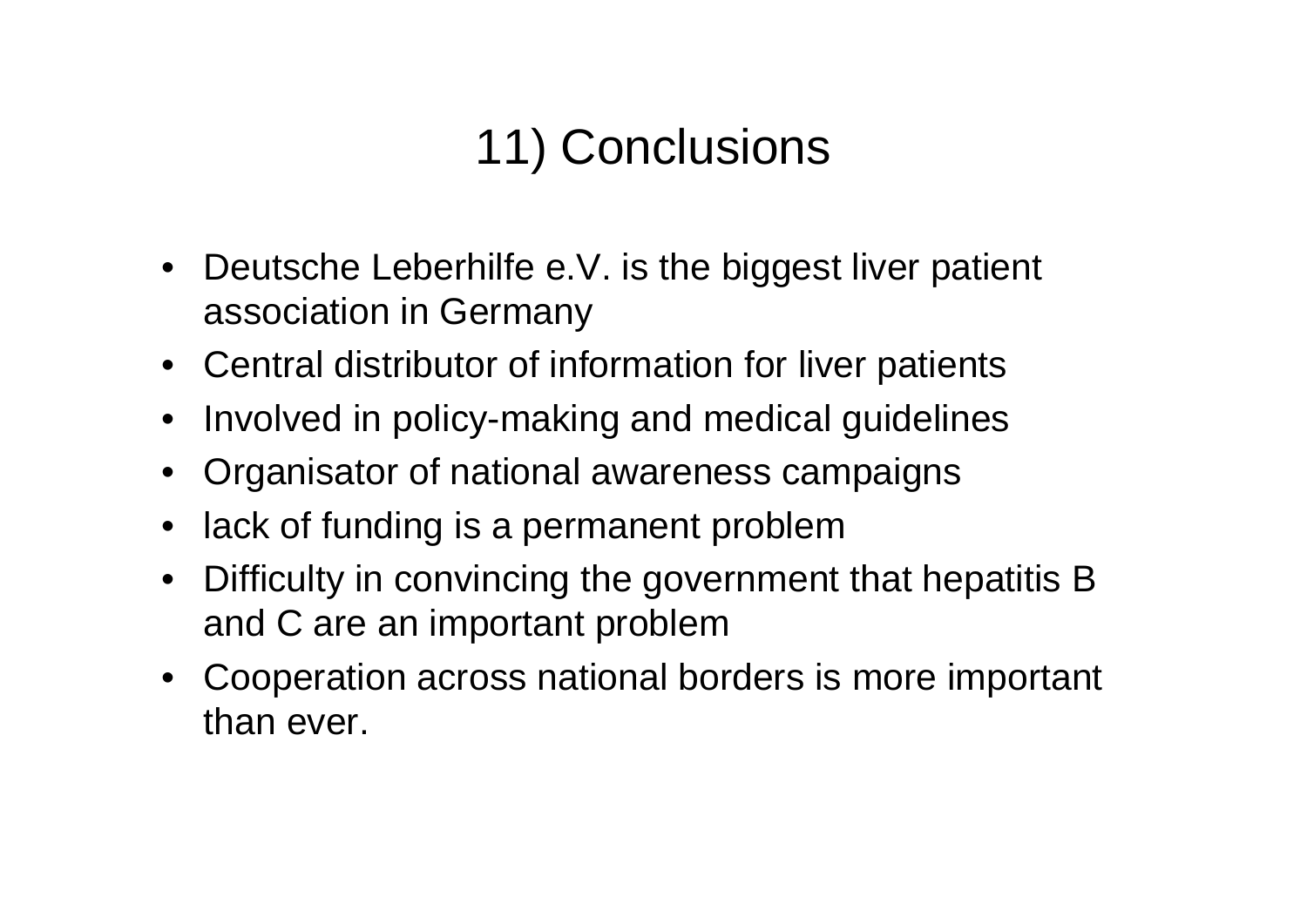# 11) Conclusions

- Deutsche Leberhilfe e.V. is the biggest liver patient association in Germany
- Central distributor of information for liver patients
- Involved in policy-making and medical guidelines
- Organisator of national awareness campaigns
- lack of funding is a permanent problem
- Difficulty in convincing the government that hepatitis B and C are an important problem
- Cooperation across national borders is more important than ever.